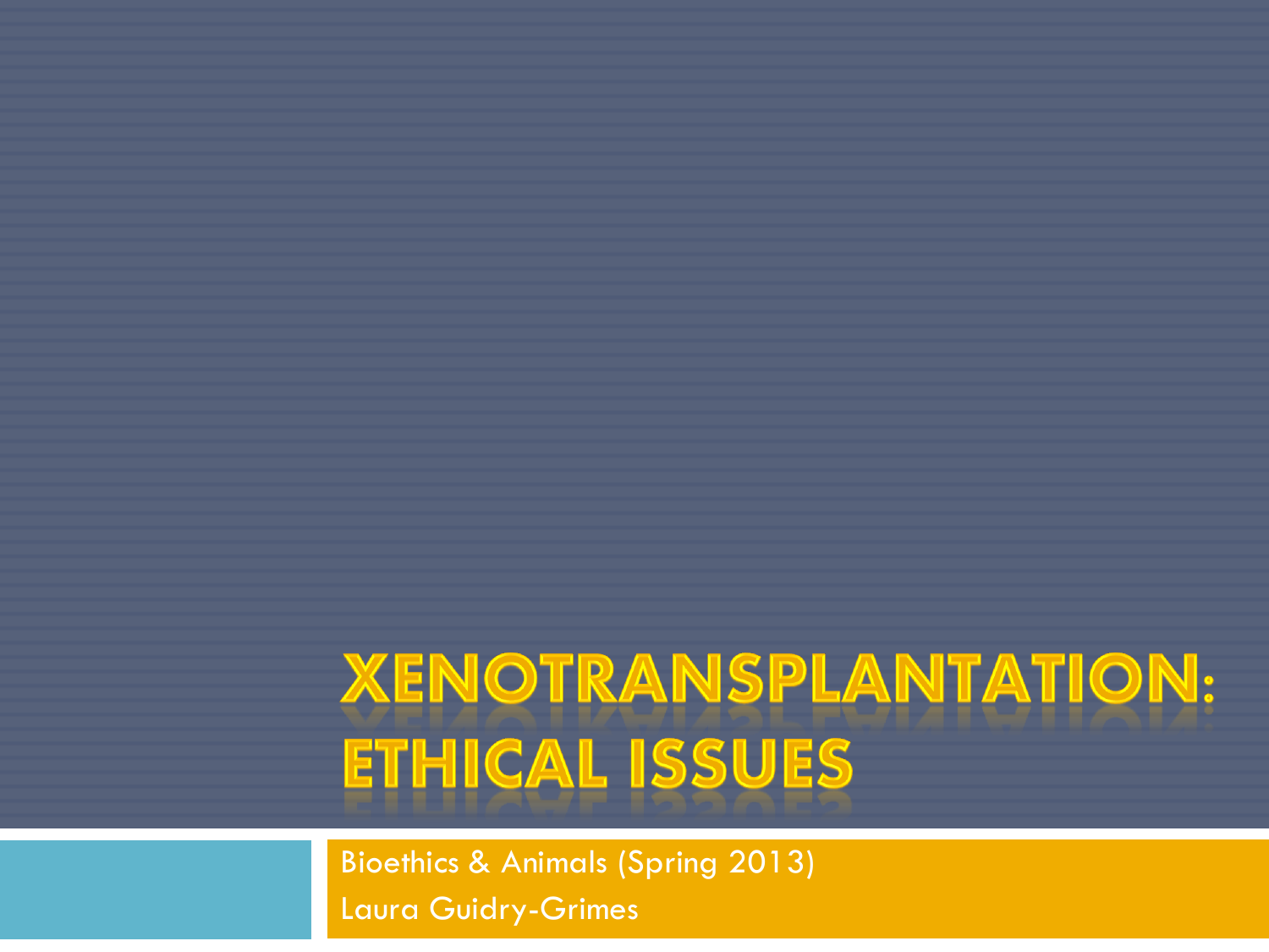# Xenotransplantation: Ethical Issues

Bioethics & Animals (Spring 2013)

Laura Guidry-Grimes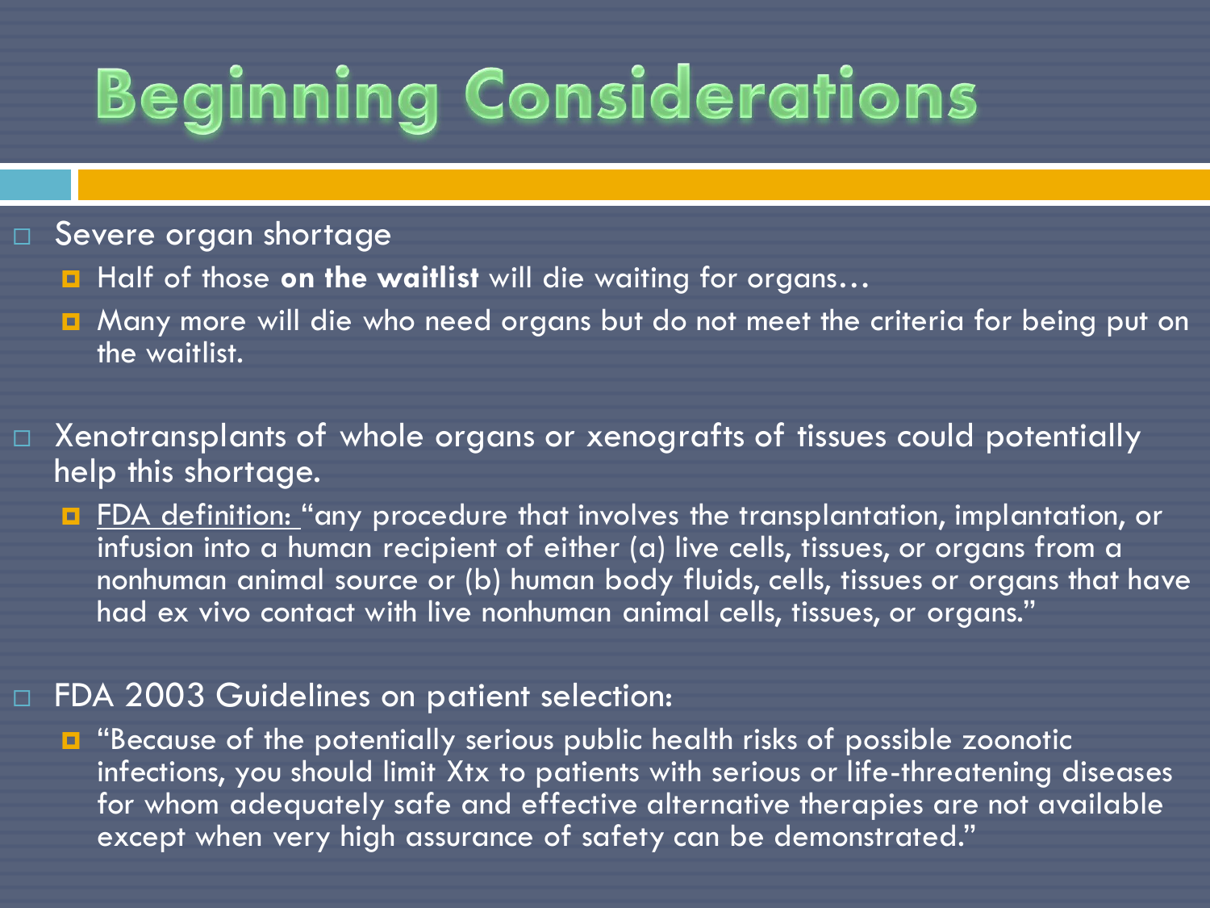# Beginning Considerations

- Severe organ shortage
  - Half of those **on the waitlist** will die waiting for organs…
  - Many more will die who need organs but do not meet the criteria for being put on the waitlist.

- Xenotransplants of whole organs or xenografts of tissues could potentially help this shortage.
  - <u>FDA definition: </u>"any procedure that involves the transplantation, implantation, or infusion into a human recipient of either (a) live cells, tissues, or organs from a nonhuman animal source or (b) human body fluids, cells, tissues or organs that have had ex vivo contact with live nonhuman animal cells, tissues, or organs."

- FDA 2003 Guidelines on patient selection:
  - "Because of the potentially serious public health risks of possible zoonotic infections, you should limit Xtx to patients with serious or life-threatening diseases for whom adequately safe and effective alternative therapies are not available except when very high assurance of safety can be demonstrated."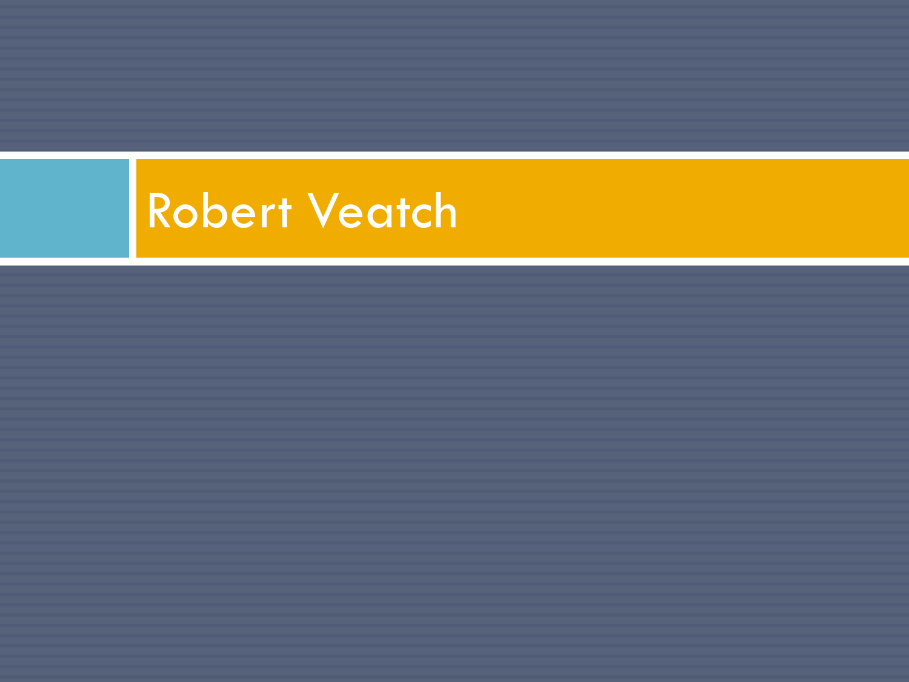# Robert Veatch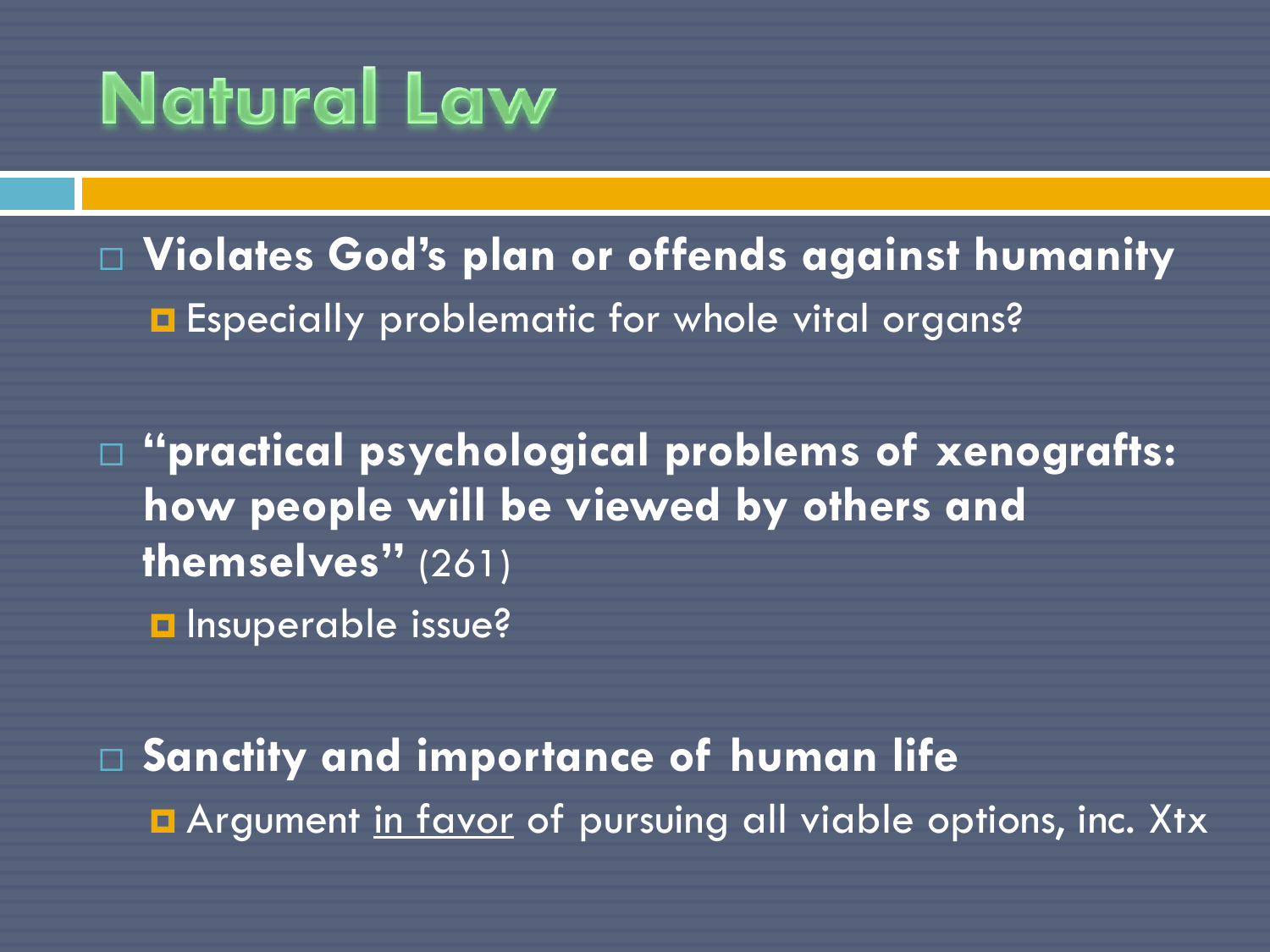# Natural Law

- **Violates God's plan or offends against humanity**
  - Especially problematic for whole vital organs?

- **"practical psychological problems of xenografts: how people will be viewed by others and themselves"** (261)
  - Insuperable issue?

- **Sanctity and importance of human life**
  - Argument <u>in favor</u> of pursuing all viable options, inc. Xtx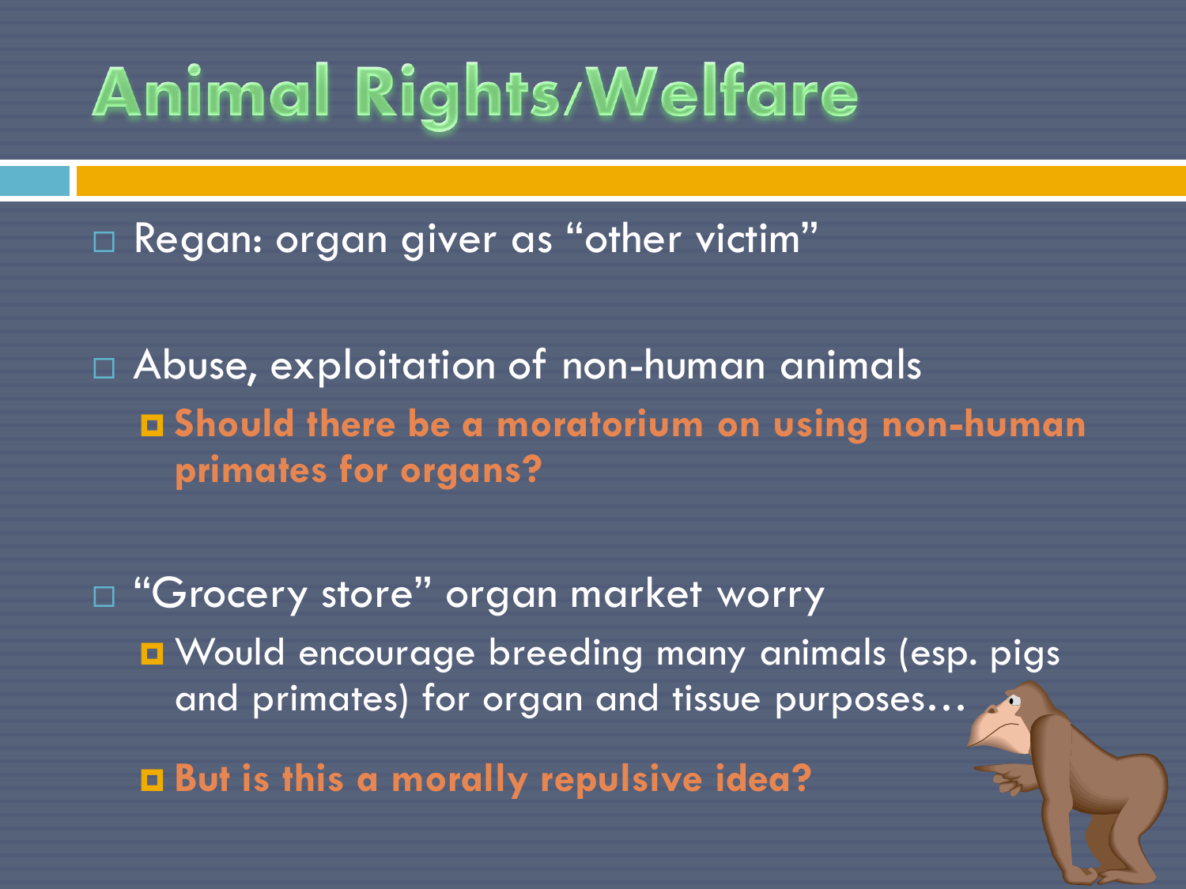# Animal Rights/Welfare

- Regan: organ giver as "other victim"

- Abuse, exploitation of non-human animals
  - **Should there be a moratorium on using non-human primates for organs?**

- "Grocery store" organ market worry
  - Would encourage breeding many animals (esp. pigs and primates) for organ and tissue purposes…
  - **But is this a morally repulsive idea?**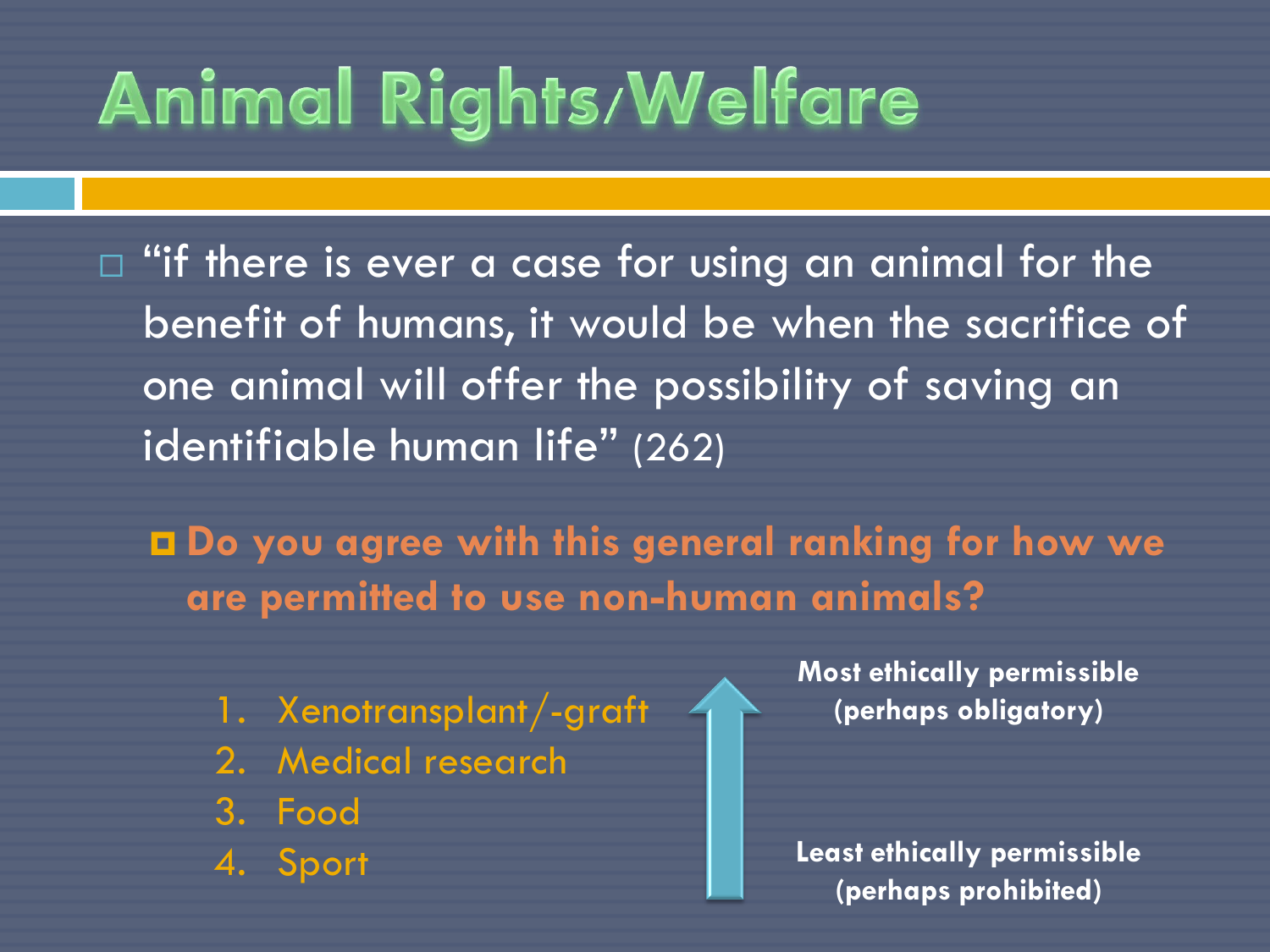# Animal Rights/Welfare

- "if there is ever a case for using an animal for the benefit of humans, it would be when the sacrifice of one animal will offer the possibility of saving an identifiable human life" (262)
  - **Do you agree with this general ranking for how we are permitted to use non-human animals?**

1. Xenotransplant/-graft
2. Medical research
3. Food
4. Sport

**Most ethically permissible (perhaps obligatory)**

**Least ethically permissible (perhaps prohibited)**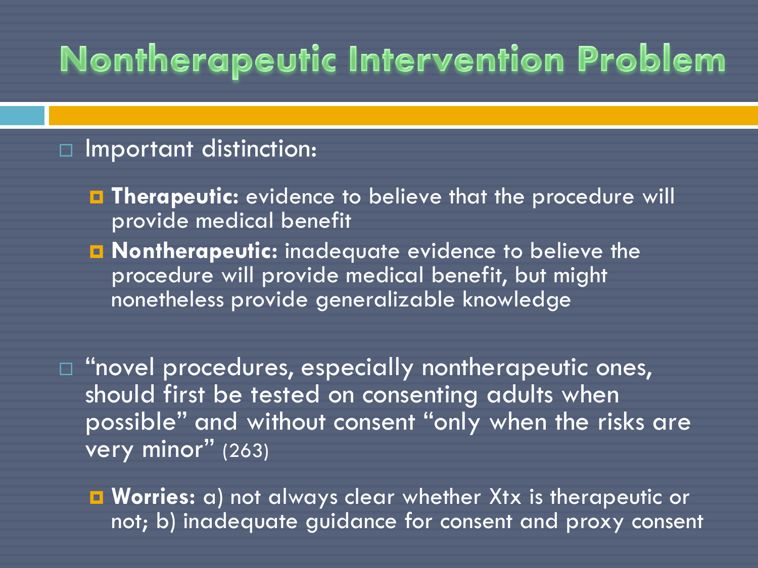# Nontherapeutic Intervention Problem

- Important distinction:
  - **Therapeutic:** evidence to believe that the procedure will provide medical benefit
  - **Nontherapeutic:** inadequate evidence to believe the procedure will provide medical benefit, but might nonetheless provide generalizable knowledge

- "novel procedures, especially nontherapeutic ones, should first be tested on consenting adults when possible" and without consent "only when the risks are very minor" (263)
  - **Worries:** a) not always clear whether Xtx is therapeutic or not; b) inadequate guidance for consent and proxy consent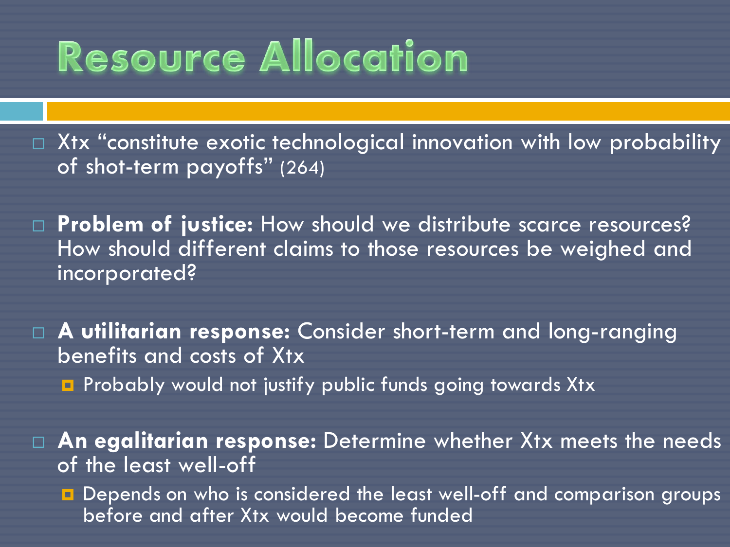# Resource Allocation

- Xtx “constitute exotic technological innovation with low probability of shot-term payoffs” (264)
- **Problem of justice:** How should we distribute scarce resources? How should different claims to those resources be weighed and incorporated?
- **A utilitarian response:** Consider short-term and long-ranging benefits and costs of Xtx
  - Probably would not justify public funds going towards Xtx
- **An egalitarian response:** Determine whether Xtx meets the needs of the least well-off
  - Depends on who is considered the least well-off and comparison groups before and after Xtx would become funded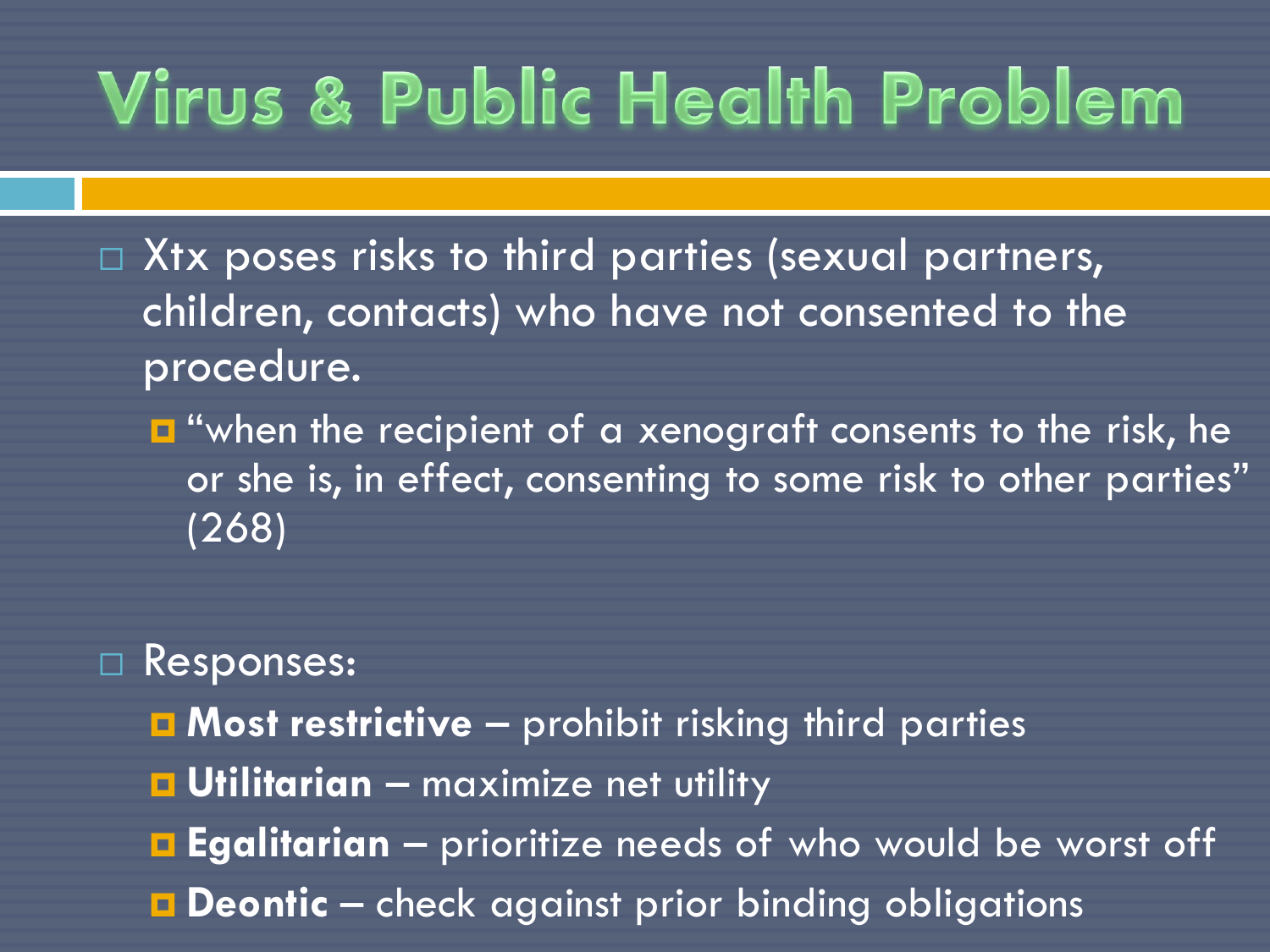# Virus & Public Health Problem

- Xtx poses risks to third parties (sexual partners, children, contacts) who have not consented to the procedure.
  - "when the recipient of a xenograft consents to the risk, he or she is, in effect, consenting to some risk to other parties" (268)

- Responses:
  - **Most restrictive** – prohibit risking third parties
  - **Utilitarian** – maximize net utility
  - **Egalitarian** – prioritize needs of who would be worst off
  - **Deontic** – check against prior binding obligations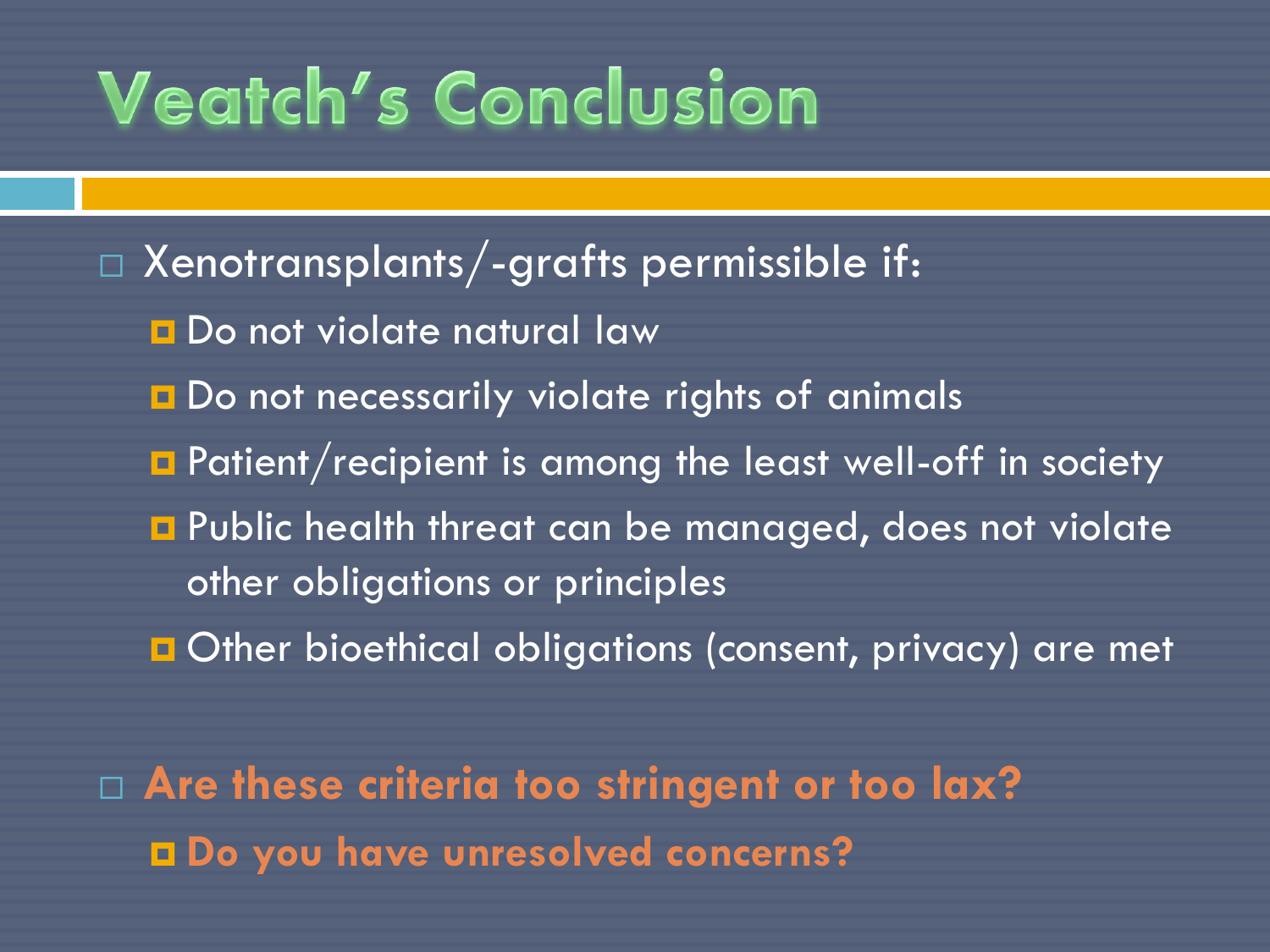# Veatch's Conclusion

- Xenotransplants/-grafts permissible if:
  - Do not violate natural law
  - Do not necessarily violate rights of animals
  - Patient/recipient is among the least well-off in society
  - Public health threat can be managed, does not violate other obligations or principles
  - Other bioethical obligations (consent, privacy) are met

- **Are these criteria too stringent or too lax?**
  - **Do you have unresolved concerns?**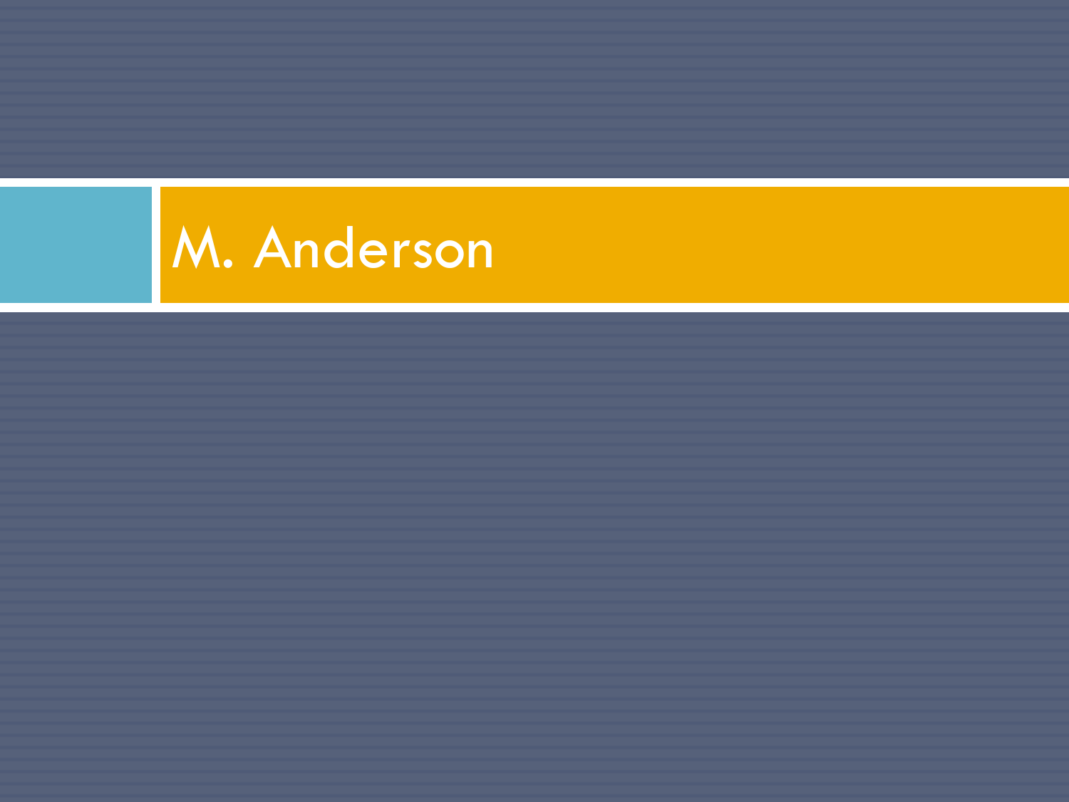# M. Anderson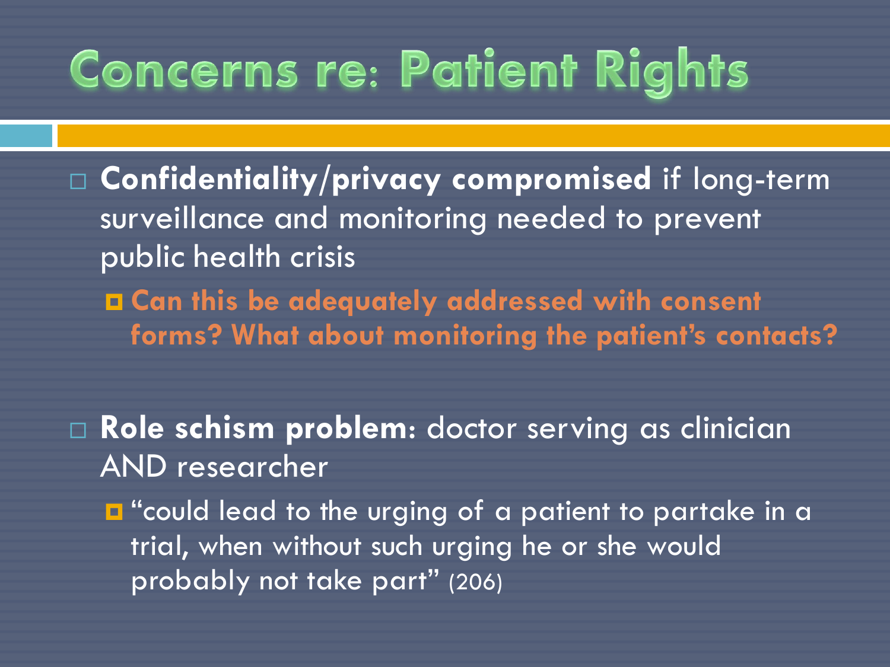# Concerns re: Patient Rights

- **Confidentiality/privacy compromised** if long-term surveillance and monitoring needed to prevent public health crisis
  - **Can this be adequately addressed with consent forms? What about monitoring the patient's contacts?**

- **Role schism problem**: doctor serving as clinician AND researcher
  - "could lead to the urging of a patient to partake in a trial, when without such urging he or she would probably not take part" (206)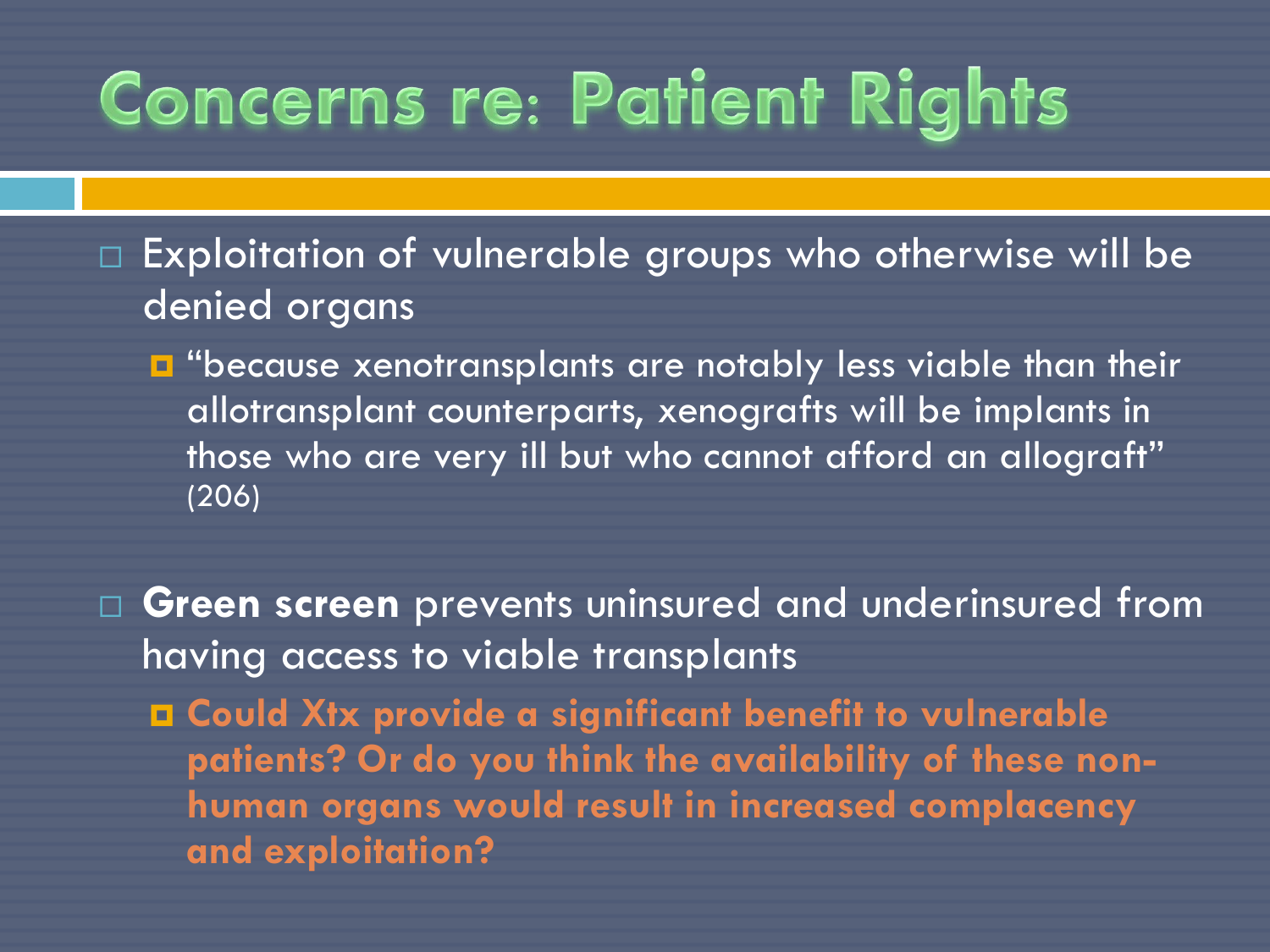# Concerns re: Patient Rights

- Exploitation of vulnerable groups who otherwise will be denied organs
  - "because xenotransplants are notably less viable than their allotransplant counterparts, xenografts will be implants in those who are very ill but who cannot afford an allograft" (206)

- **Green screen** prevents uninsured and underinsured from having access to viable transplants
  - **Could Xtx provide a significant benefit to vulnerable patients? Or do you think the availability of these non-human organs would result in increased complacency and exploitation?**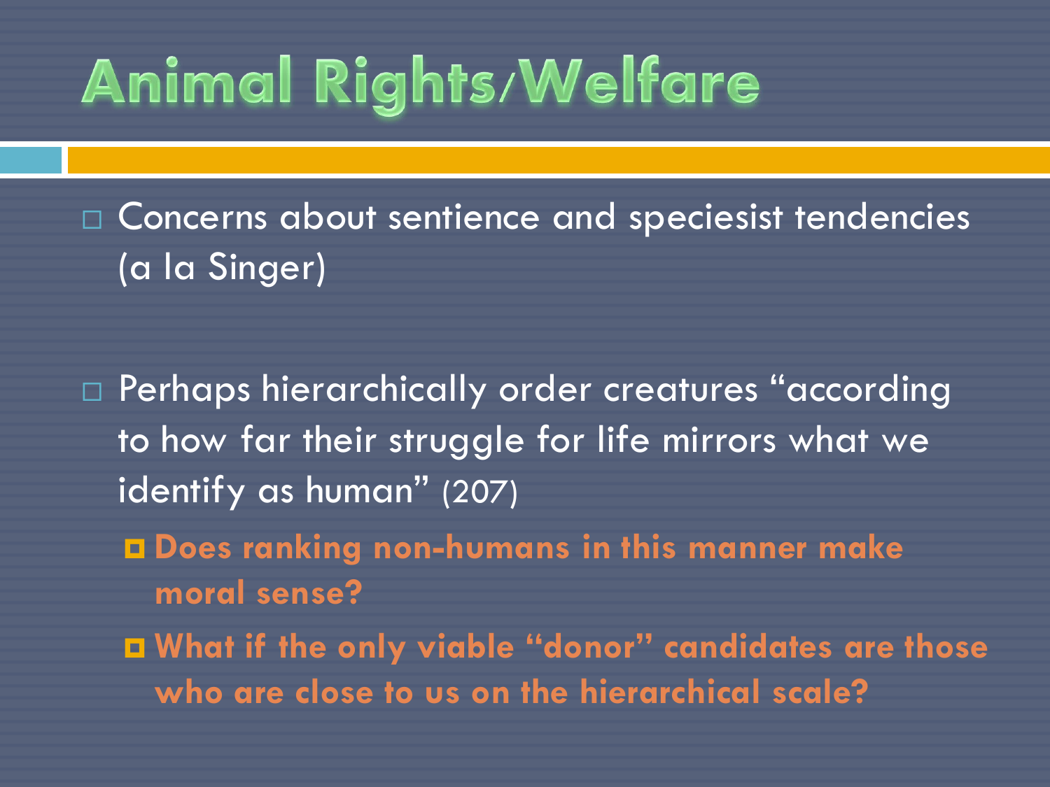# Animal Rights/Welfare

- Concerns about sentience and speciesist tendencies (a la Singer)

- Perhaps hierarchically order creatures "according to how far their struggle for life mirrors what we identify as human" (207)
  - **Does ranking non-humans in this manner make moral sense?**
  - **What if the only viable "donor" candidates are those who are close to us on the hierarchical scale?**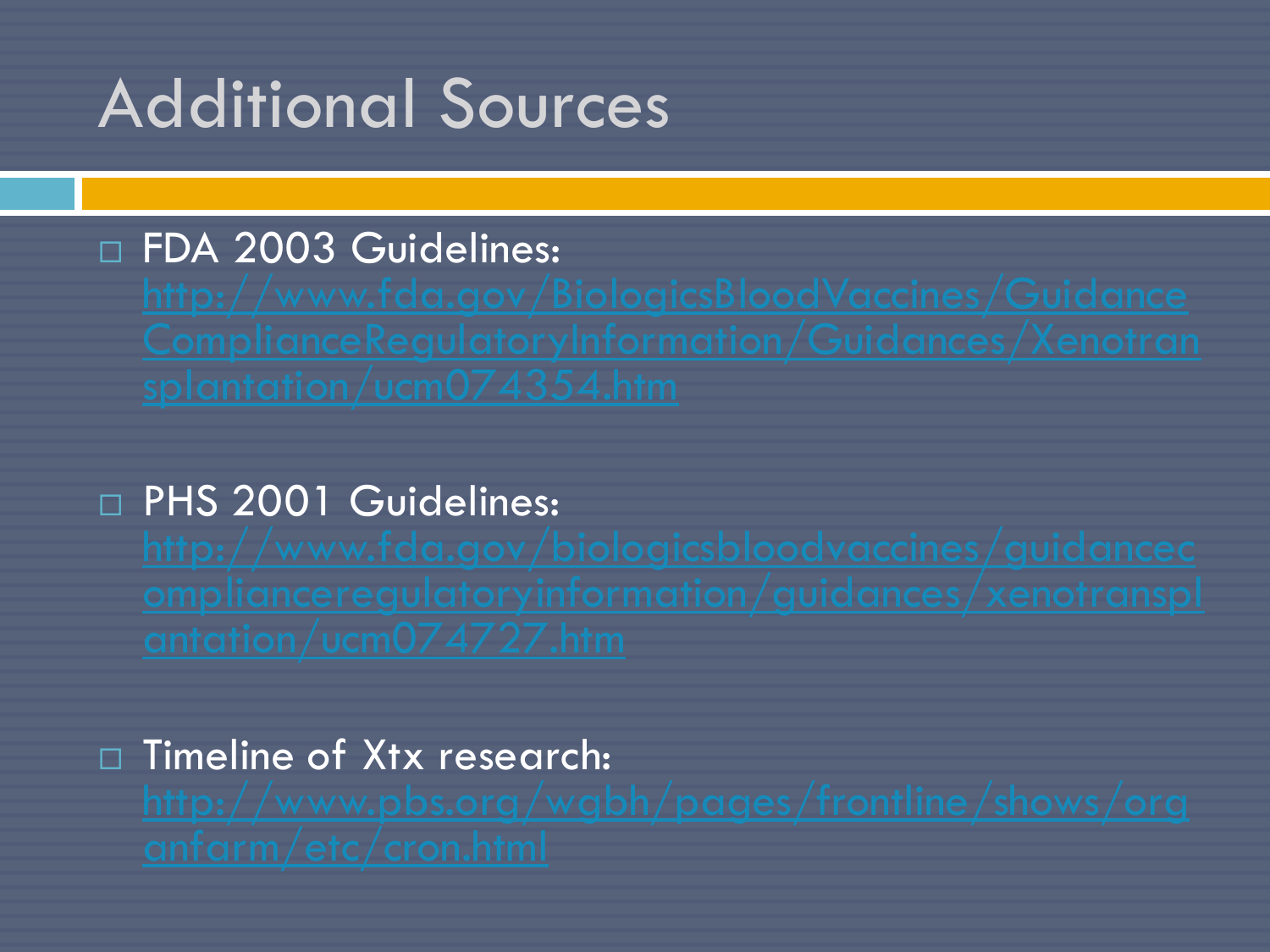# Additional Sources

- FDA 2003 Guidelines: http://www.fda.gov/BiologicsBloodVaccines/GuidanceComplianceRegulatoryInformation/Guidances/Xenotransplantation/ucm074354.htm

- PHS 2001 Guidelines: http://www.fda.gov/biologicsbloodvaccines/guidancecomplianceregulatoryinformation/guidances/xenotransplantation/ucm074727.htm

- Timeline of Xtx research: http://www.pbs.org/wgbh/pages/frontline/shows/organfarm/etc/cron.html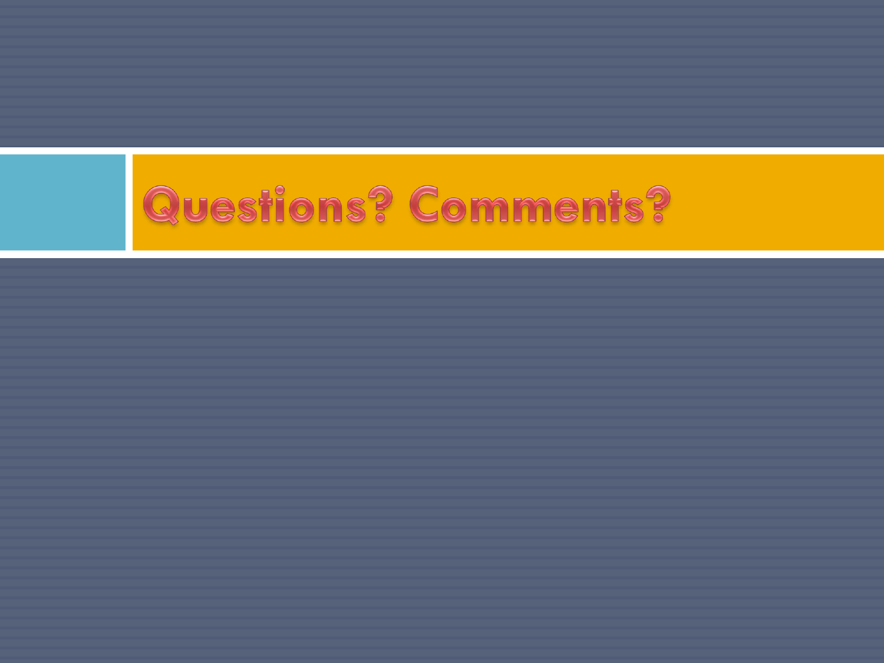# Questions? Comments?